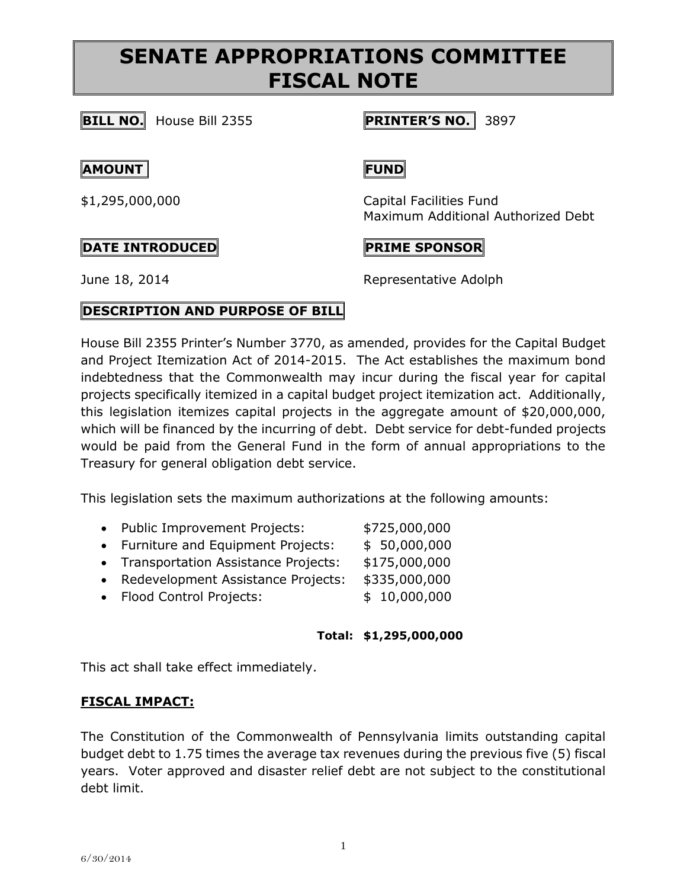# SENATE APPROPRIATIONS COMMITTEE FISCAL NOTE

**BILL NO.** House Bill 2355

**PRINTER'S NO.** 3897

**AMOUNT**

$1,295,000,000

**FUND**

Capital Facilities Fund
Maximum Additional Authorized Debt

**DATE INTRODUCED**

June 18, 2014

**PRIME SPONSOR**

Representative Adolph

**DESCRIPTION AND PURPOSE OF BILL**

House Bill 2355 Printer's Number 3770, as amended, provides for the Capital Budget and Project Itemization Act of 2014-2015. The Act establishes the maximum bond indebtedness that the Commonwealth may incur during the fiscal year for capital projects specifically itemized in a capital budget project itemization act. Additionally, this legislation itemizes capital projects in the aggregate amount of $20,000,000, which will be financed by the incurring of debt. Debt service for debt-funded projects would be paid from the General Fund in the form of annual appropriations to the Treasury for general obligation debt service.

This legislation sets the maximum authorizations at the following amounts:

- Public Improvement Projects: $725,000,000
- Furniture and Equipment Projects: $ 50,000,000
- Transportation Assistance Projects: $175,000,000
- Redevelopment Assistance Projects: $335,000,000
- Flood Control Projects: $ 10,000,000

**Total: $1,295,000,000**

This act shall take effect immediately.

**FISCAL IMPACT:**

The Constitution of the Commonwealth of Pennsylvania limits outstanding capital budget debt to 1.75 times the average tax revenues during the previous five (5) fiscal years. Voter approved and disaster relief debt are not subject to the constitutional debt limit.

6/30/2014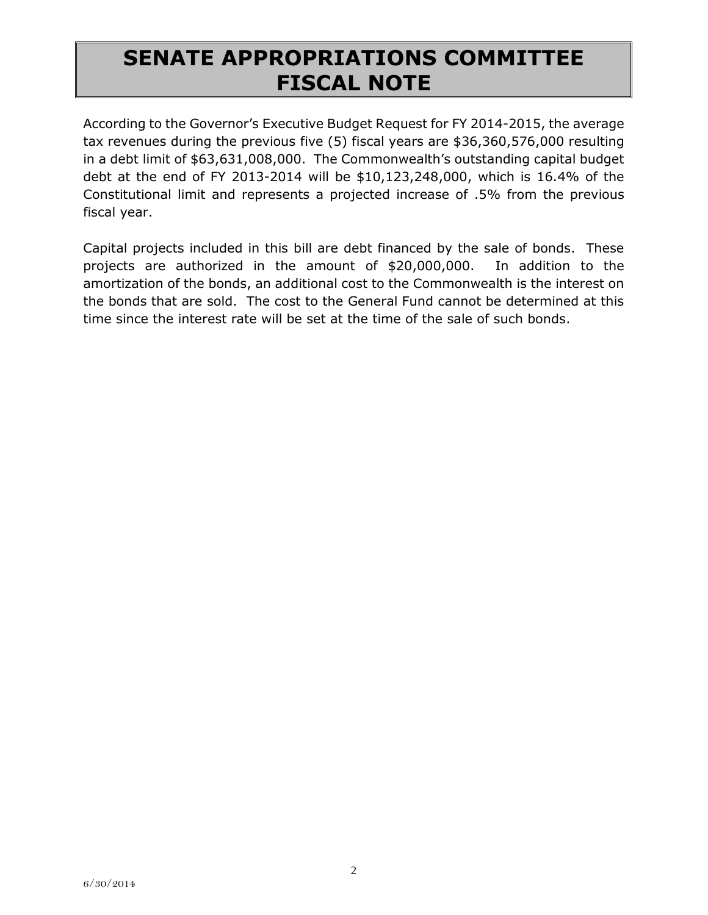# SENATE APPROPRIATIONS COMMITTEE FISCAL NOTE

According to the Governor's Executive Budget Request for FY 2014-2015, the average tax revenues during the previous five (5) fiscal years are $36,360,576,000 resulting in a debt limit of $63,631,008,000. The Commonwealth's outstanding capital budget debt at the end of FY 2013-2014 will be $10,123,248,000, which is 16.4% of the Constitutional limit and represents a projected increase of .5% from the previous fiscal year.

Capital projects included in this bill are debt financed by the sale of bonds. These projects are authorized in the amount of $20,000,000. In addition to the amortization of the bonds, an additional cost to the Commonwealth is the interest on the bonds that are sold. The cost to the General Fund cannot be determined at this time since the interest rate will be set at the time of the sale of such bonds.

6/30/2014